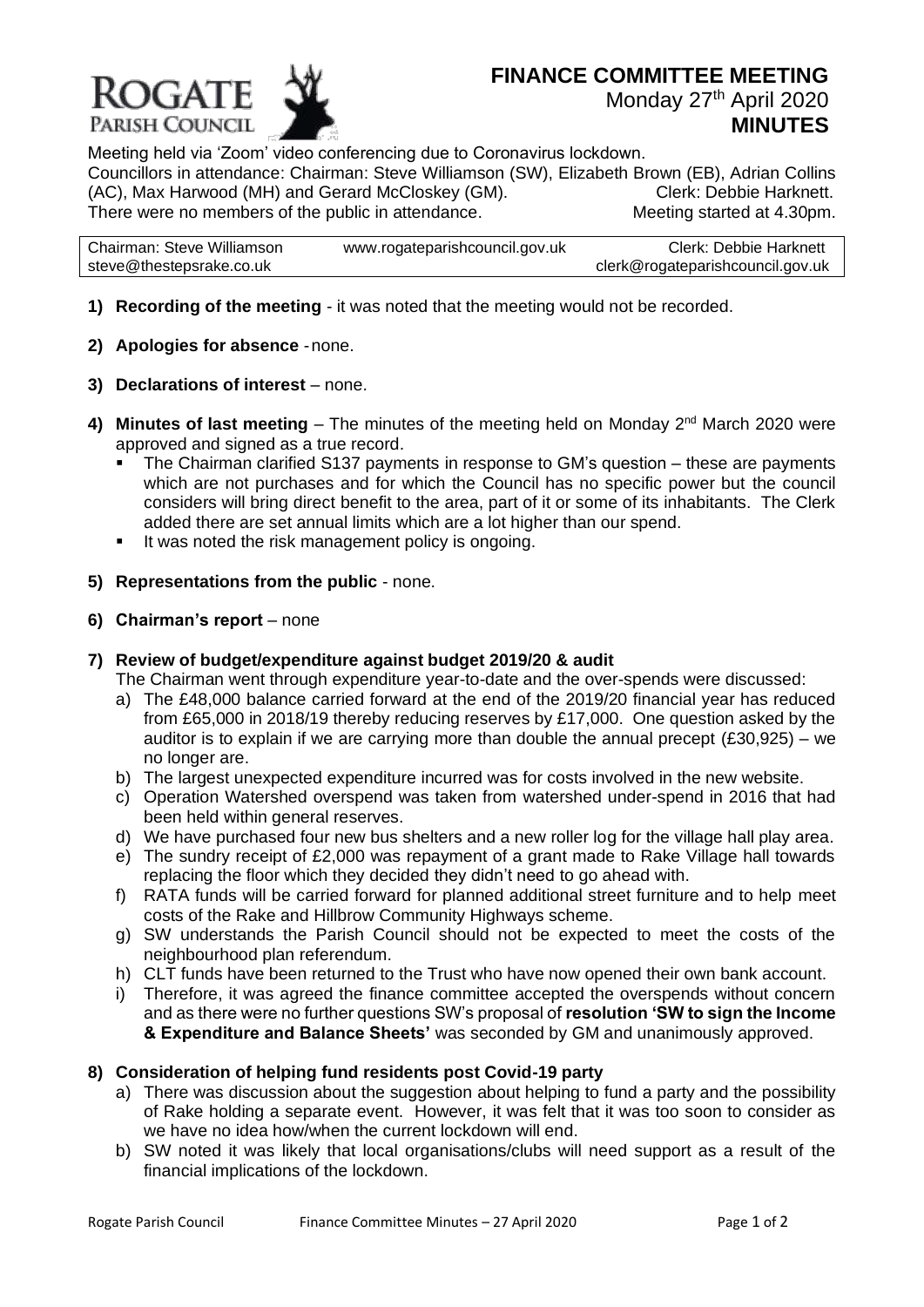# ROGATE PARISH COUNCIL

## FINANCE COMMITTEE MEETING

Monday 27th April 2020

**MINUTES**

Meeting held via 'Zoom' video conferencing due to Coronavirus lockdown.
Councillors in attendance: Chairman: Steve Williamson (SW), Elizabeth Brown (EB), Adrian Collins (AC), Max Harwood (MH) and Gerard McCloskey (GM). Clerk: Debbie Harknett.
There were no members of the public in attendance. Meeting started at 4.30pm.

| | | |
|---|---|---|
| Chairman: Steve Williamson<br>steve@thestepsrake.co.uk | www.rogateparishcouncil.gov.uk | Clerk: Debbie Harknett<br>clerk@rogateparishcouncil.gov.uk |

1) **Recording of the meeting** - it was noted that the meeting would not be recorded.

2) **Apologies for absence** - none.

3) **Declarations of interest** – none.

4) **Minutes of last meeting** – The minutes of the meeting held on Monday 2nd March 2020 were approved and signed as a true record.
   - The Chairman clarified S137 payments in response to GM's question – these are payments which are not purchases and for which the Council has no specific power but the council considers will bring direct benefit to the area, part of it or some of its inhabitants. The Clerk added there are set annual limits which are a lot higher than our spend.
   - It was noted the risk management policy is ongoing.

5) **Representations from the public** - none.

6) **Chairman's report** – none

7) **Review of budget/expenditure against budget 2019/20 & audit**

   The Chairman went through expenditure year-to-date and the over-spends were discussed:

   a) The £48,000 balance carried forward at the end of the 2019/20 financial year has reduced from £65,000 in 2018/19 thereby reducing reserves by £17,000. One question asked by the auditor is to explain if we are carrying more than double the annual precept (£30,925) – we no longer are.
   b) The largest unexpected expenditure incurred was for costs involved in the new website.
   c) Operation Watershed overspend was taken from watershed under-spend in 2016 that had been held within general reserves.
   d) We have purchased four new bus shelters and a new roller log for the village hall play area.
   e) The sundry receipt of £2,000 was repayment of a grant made to Rake Village hall towards replacing the floor which they decided they didn't need to go ahead with.
   f) RATA funds will be carried forward for planned additional street furniture and to help meet costs of the Rake and Hillbrow Community Highways scheme.
   g) SW understands the Parish Council should not be expected to meet the costs of the neighbourhood plan referendum.
   h) CLT funds have been returned to the Trust who have now opened their own bank account.
   i) Therefore, it was agreed the finance committee accepted the overspends without concern and as there were no further questions SW's proposal of **resolution 'SW to sign the Income & Expenditure and Balance Sheets'** was seconded by GM and unanimously approved.

8) **Consideration of helping fund residents post Covid-19 party**

   a) There was discussion about the suggestion about helping to fund a party and the possibility of Rake holding a separate event. However, it was felt that it was too soon to consider as we have no idea how/when the current lockdown will end.
   b) SW noted it was likely that local organisations/clubs will need support as a result of the financial implications of the lockdown.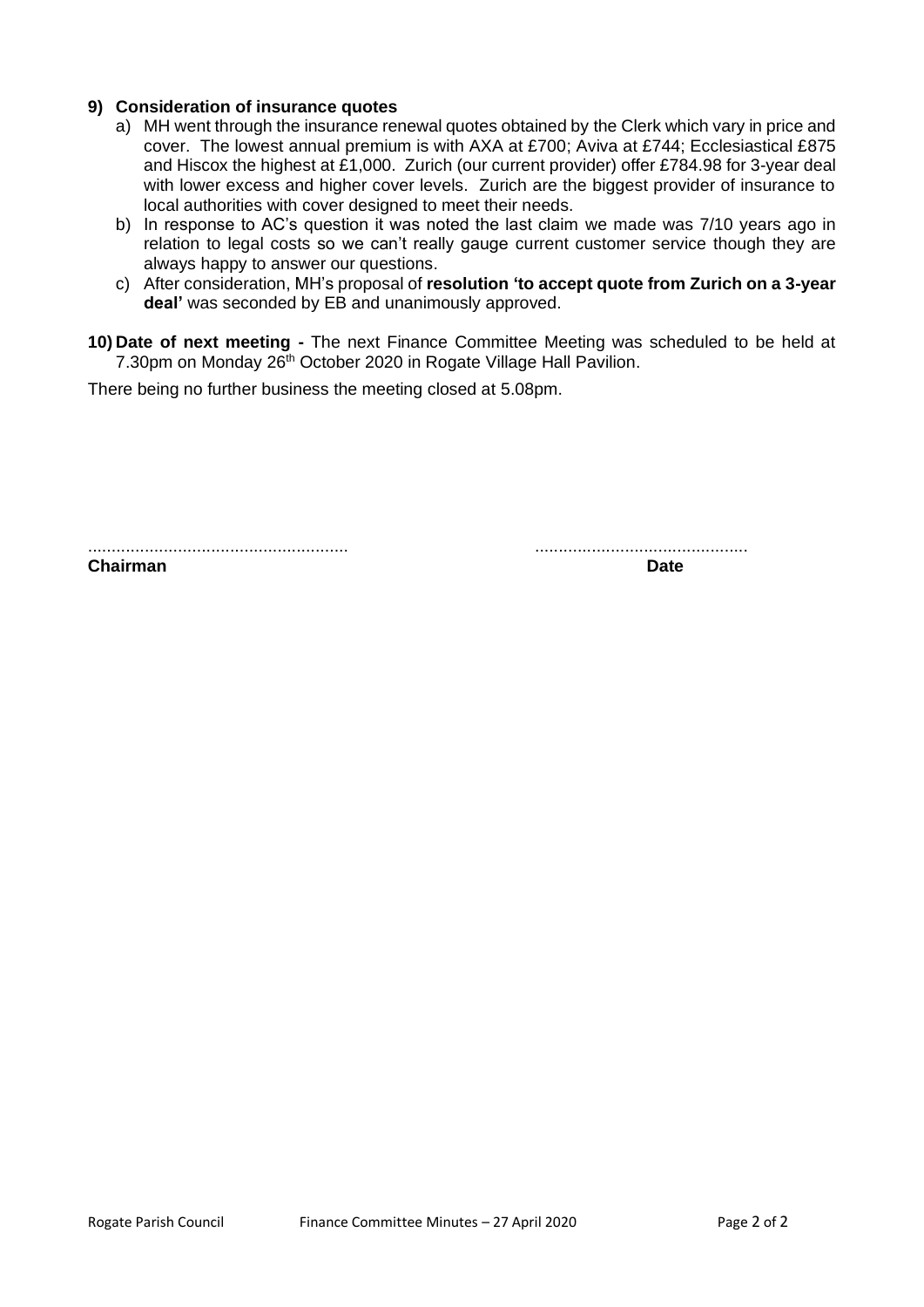**9) Consideration of insurance quotes**

a) MH went through the insurance renewal quotes obtained by the Clerk which vary in price and cover. The lowest annual premium is with AXA at £700; Aviva at £744; Ecclesiastical £875 and Hiscox the highest at £1,000. Zurich (our current provider) offer £784.98 for 3-year deal with lower excess and higher cover levels. Zurich are the biggest provider of insurance to local authorities with cover designed to meet their needs.

b) In response to AC's question it was noted the last claim we made was 7/10 years ago in relation to legal costs so we can't really gauge current customer service though they are always happy to answer our questions.

c) After consideration, MH's proposal of **resolution 'to accept quote from Zurich on a 3-year deal'** was seconded by EB and unanimously approved.

**10) Date of next meeting -** The next Finance Committee Meeting was scheduled to be held at 7.30pm on Monday 26th October 2020 in Rogate Village Hall Pavilion.

There being no further business the meeting closed at 5.08pm.

....................................................... .............................................

**Chairman** **Date**